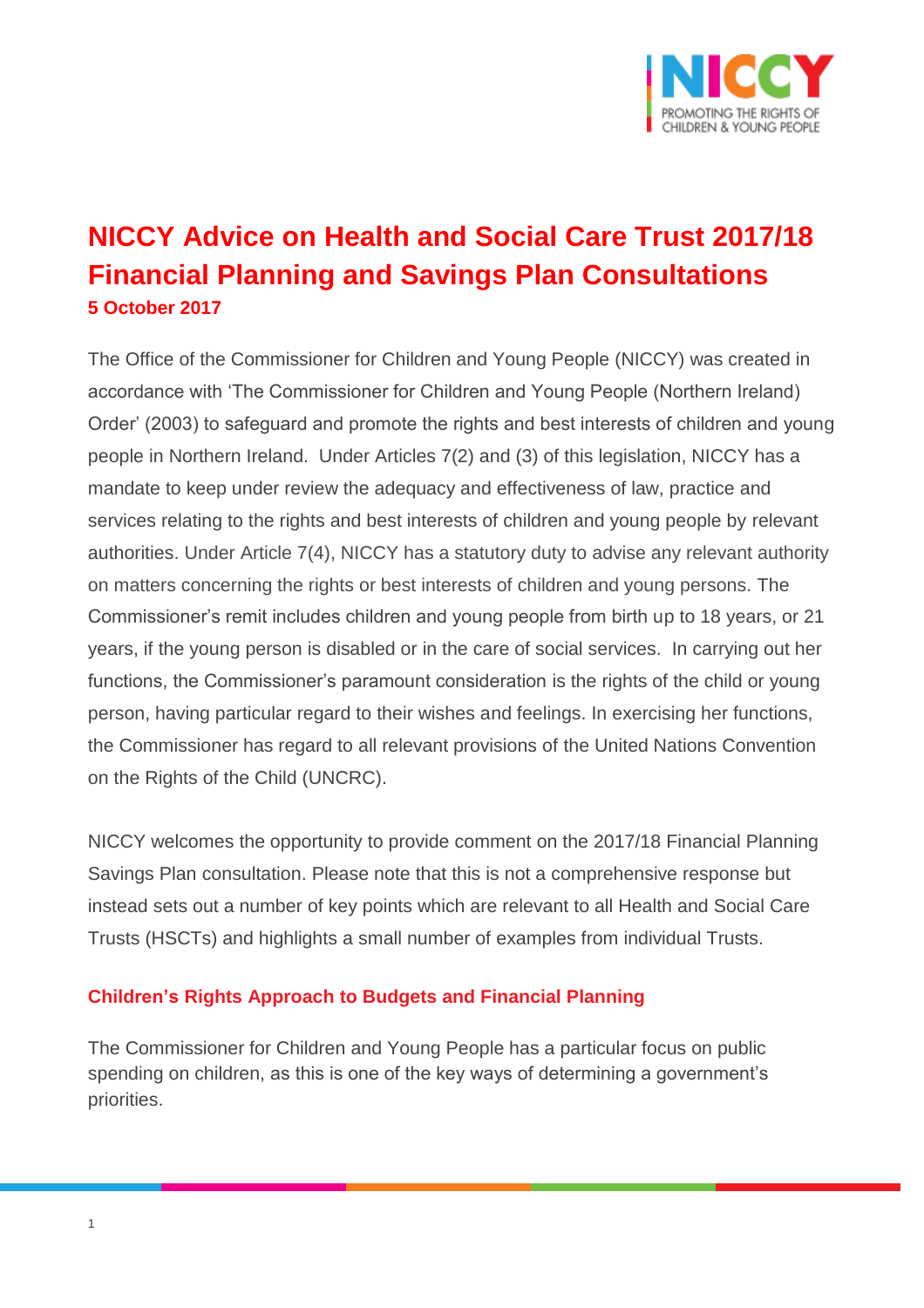# NICCY Advice on Health and Social Care Trust 2017/18 Financial Planning and Savings Plan Consultations

**5 October 2017**

The Office of the Commissioner for Children and Young People (NICCY) was created in accordance with 'The Commissioner for Children and Young People (Northern Ireland) Order' (2003) to safeguard and promote the rights and best interests of children and young people in Northern Ireland. Under Articles 7(2) and (3) of this legislation, NICCY has a mandate to keep under review the adequacy and effectiveness of law, practice and services relating to the rights and best interests of children and young people by relevant authorities. Under Article 7(4), NICCY has a statutory duty to advise any relevant authority on matters concerning the rights or best interests of children and young persons. The Commissioner's remit includes children and young people from birth up to 18 years, or 21 years, if the young person is disabled or in the care of social services. In carrying out her functions, the Commissioner's paramount consideration is the rights of the child or young person, having particular regard to their wishes and feelings. In exercising her functions, the Commissioner has regard to all relevant provisions of the United Nations Convention on the Rights of the Child (UNCRC).

NICCY welcomes the opportunity to provide comment on the 2017/18 Financial Planning Savings Plan consultation. Please note that this is not a comprehensive response but instead sets out a number of key points which are relevant to all Health and Social Care Trusts (HSCTs) and highlights a small number of examples from individual Trusts.

## Children's Rights Approach to Budgets and Financial Planning

The Commissioner for Children and Young People has a particular focus on public spending on children, as this is one of the key ways of determining a government's priorities.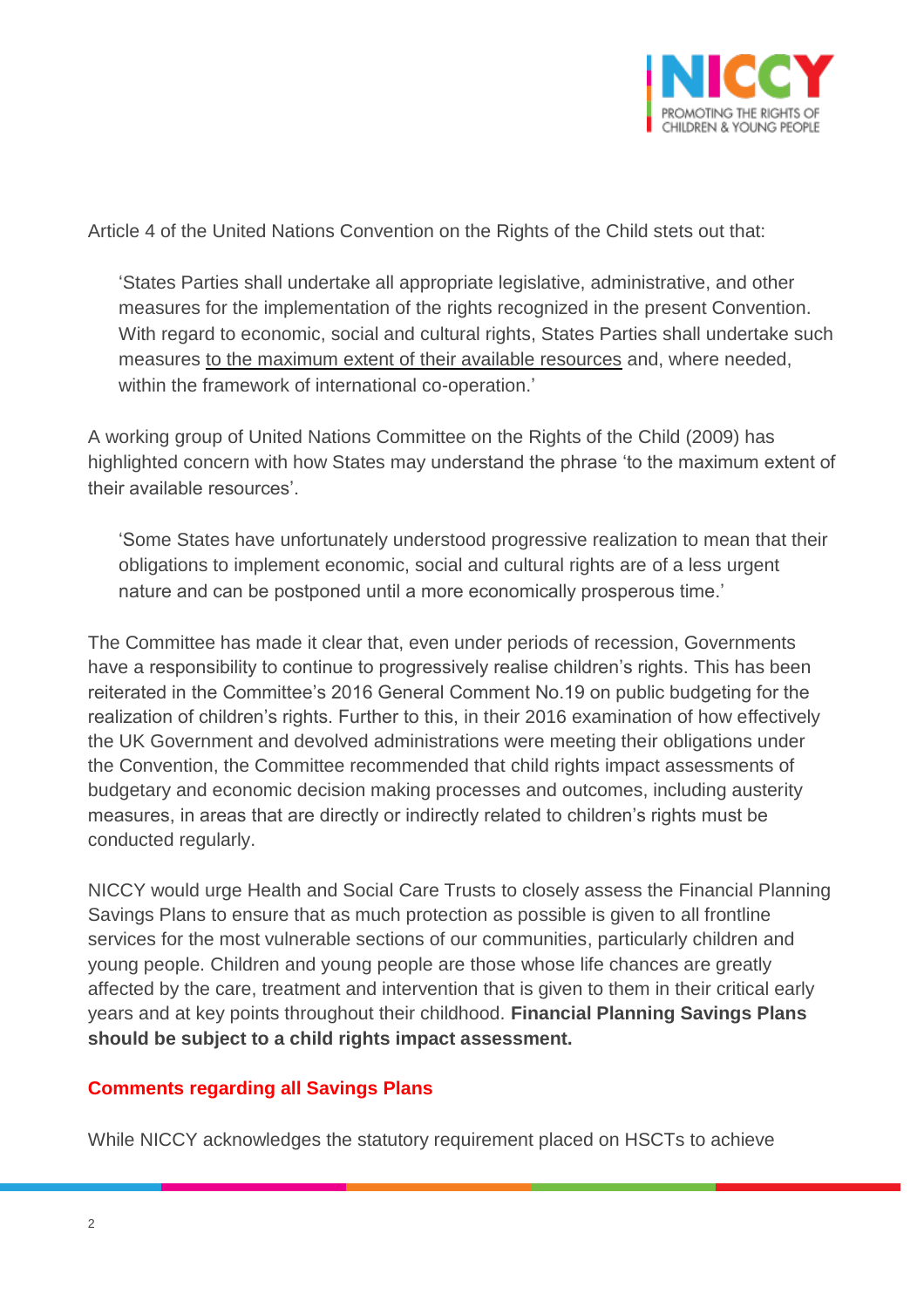Article 4 of the United Nations Convention on the Rights of the Child stets out that:

> 'States Parties shall undertake all appropriate legislative, administrative, and other measures for the implementation of the rights recognized in the present Convention. With regard to economic, social and cultural rights, States Parties shall undertake such measures <u>to the maximum extent of their available resources</u> and, where needed, within the framework of international co-operation.'

A working group of United Nations Committee on the Rights of the Child (2009) has highlighted concern with how States may understand the phrase 'to the maximum extent of their available resources'.

> 'Some States have unfortunately understood progressive realization to mean that their obligations to implement economic, social and cultural rights are of a less urgent nature and can be postponed until a more economically prosperous time.'

The Committee has made it clear that, even under periods of recession, Governments have a responsibility to continue to progressively realise children's rights. This has been reiterated in the Committee's 2016 General Comment No.19 on public budgeting for the realization of children's rights. Further to this, in their 2016 examination of how effectively the UK Government and devolved administrations were meeting their obligations under the Convention, the Committee recommended that child rights impact assessments of budgetary and economic decision making processes and outcomes, including austerity measures, in areas that are directly or indirectly related to children's rights must be conducted regularly.

NICCY would urge Health and Social Care Trusts to closely assess the Financial Planning Savings Plans to ensure that as much protection as possible is given to all frontline services for the most vulnerable sections of our communities, particularly children and young people. Children and young people are those whose life chances are greatly affected by the care, treatment and intervention that is given to them in their critical early years and at key points throughout their childhood. **Financial Planning Savings Plans should be subject to a child rights impact assessment.**

## Comments regarding all Savings Plans

While NICCY acknowledges the statutory requirement placed on HSCTs to achieve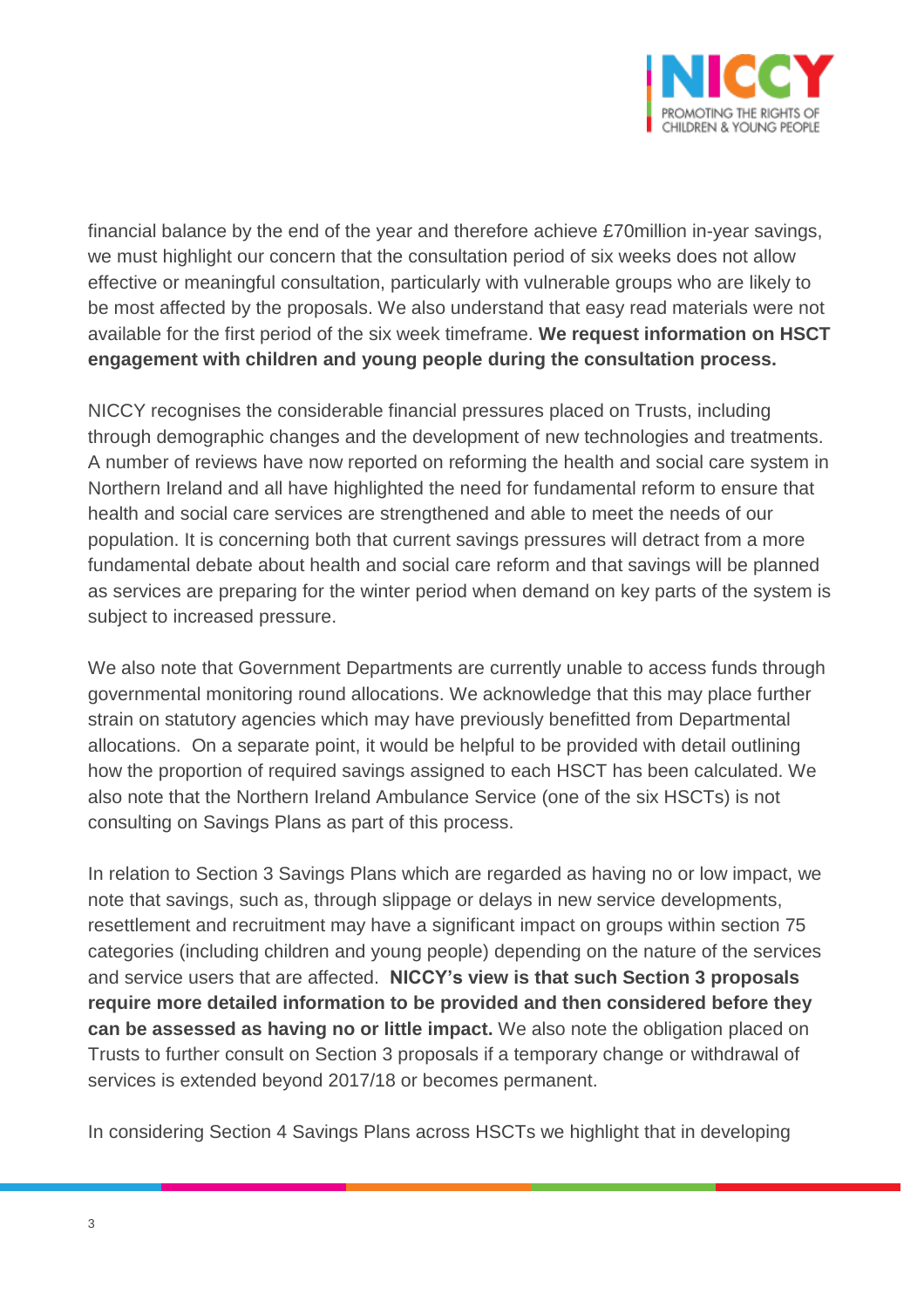financial balance by the end of the year and therefore achieve £70million in-year savings, we must highlight our concern that the consultation period of six weeks does not allow effective or meaningful consultation, particularly with vulnerable groups who are likely to be most affected by the proposals. We also understand that easy read materials were not available for the first period of the six week timeframe. **We request information on HSCT engagement with children and young people during the consultation process.**

NICCY recognises the considerable financial pressures placed on Trusts, including through demographic changes and the development of new technologies and treatments. A number of reviews have now reported on reforming the health and social care system in Northern Ireland and all have highlighted the need for fundamental reform to ensure that health and social care services are strengthened and able to meet the needs of our population. It is concerning both that current savings pressures will detract from a more fundamental debate about health and social care reform and that savings will be planned as services are preparing for the winter period when demand on key parts of the system is subject to increased pressure.

We also note that Government Departments are currently unable to access funds through governmental monitoring round allocations. We acknowledge that this may place further strain on statutory agencies which may have previously benefitted from Departmental allocations. On a separate point, it would be helpful to be provided with detail outlining how the proportion of required savings assigned to each HSCT has been calculated. We also note that the Northern Ireland Ambulance Service (one of the six HSCTs) is not consulting on Savings Plans as part of this process.

In relation to Section 3 Savings Plans which are regarded as having no or low impact, we note that savings, such as, through slippage or delays in new service developments, resettlement and recruitment may have a significant impact on groups within section 75 categories (including children and young people) depending on the nature of the services and service users that are affected. **NICCY's view is that such Section 3 proposals require more detailed information to be provided and then considered before they can be assessed as having no or little impact.** We also note the obligation placed on Trusts to further consult on Section 3 proposals if a temporary change or withdrawal of services is extended beyond 2017/18 or becomes permanent.

In considering Section 4 Savings Plans across HSCTs we highlight that in developing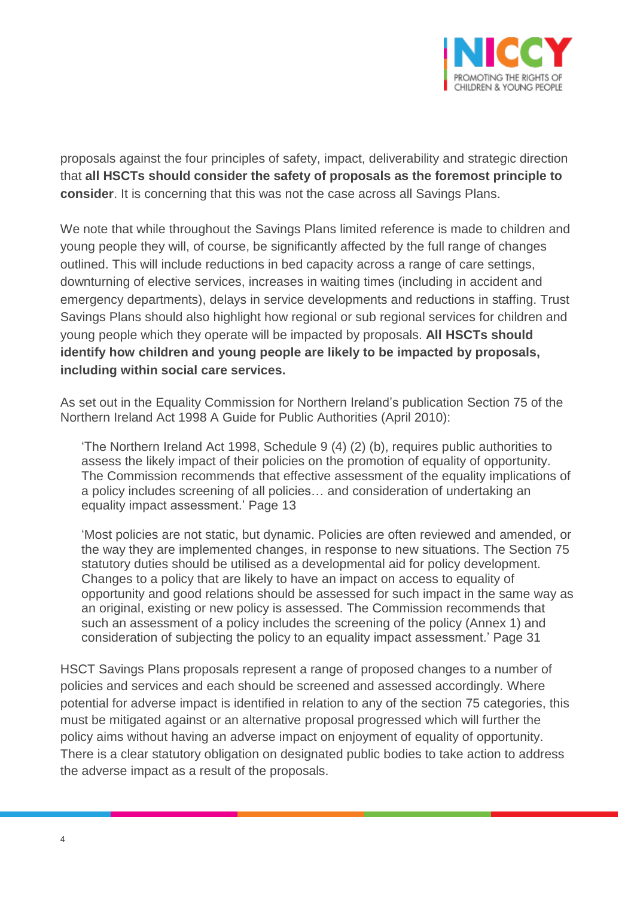proposals against the four principles of safety, impact, deliverability and strategic direction that **all HSCTs should consider the safety of proposals as the foremost principle to consider**. It is concerning that this was not the case across all Savings Plans.

We note that while throughout the Savings Plans limited reference is made to children and young people they will, of course, be significantly affected by the full range of changes outlined. This will include reductions in bed capacity across a range of care settings, downturning of elective services, increases in waiting times (including in accident and emergency departments), delays in service developments and reductions in staffing. Trust Savings Plans should also highlight how regional or sub regional services for children and young people which they operate will be impacted by proposals. **All HSCTs should identify how children and young people are likely to be impacted by proposals, including within social care services.**

As set out in the Equality Commission for Northern Ireland's publication Section 75 of the Northern Ireland Act 1998 A Guide for Public Authorities (April 2010):

> 'The Northern Ireland Act 1998, Schedule 9 (4) (2) (b), requires public authorities to assess the likely impact of their policies on the promotion of equality of opportunity. The Commission recommends that effective assessment of the equality implications of a policy includes screening of all policies… and consideration of undertaking an equality impact assessment.' Page 13
>
> 'Most policies are not static, but dynamic. Policies are often reviewed and amended, or the way they are implemented changes, in response to new situations. The Section 75 statutory duties should be utilised as a developmental aid for policy development. Changes to a policy that are likely to have an impact on access to equality of opportunity and good relations should be assessed for such impact in the same way as an original, existing or new policy is assessed. The Commission recommends that such an assessment of a policy includes the screening of the policy (Annex 1) and consideration of subjecting the policy to an equality impact assessment.' Page 31

HSCT Savings Plans proposals represent a range of proposed changes to a number of policies and services and each should be screened and assessed accordingly. Where potential for adverse impact is identified in relation to any of the section 75 categories, this must be mitigated against or an alternative proposal progressed which will further the policy aims without having an adverse impact on enjoyment of equality of opportunity. There is a clear statutory obligation on designated public bodies to take action to address the adverse impact as a result of the proposals.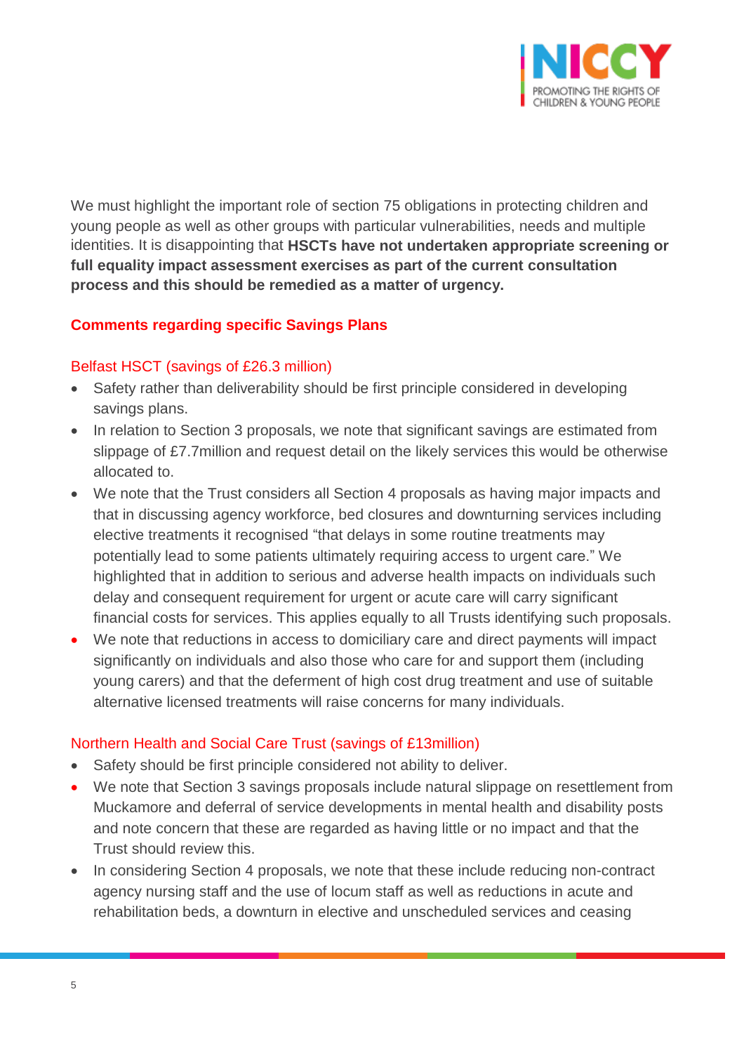We must highlight the important role of section 75 obligations in protecting children and young people as well as other groups with particular vulnerabilities, needs and multiple identities. It is disappointing that **HSCTs have not undertaken appropriate screening or full equality impact assessment exercises as part of the current consultation process and this should be remedied as a matter of urgency.**

## Comments regarding specific Savings Plans

### Belfast HSCT (savings of £26.3 million)

- Safety rather than deliverability should be first principle considered in developing savings plans.
- In relation to Section 3 proposals, we note that significant savings are estimated from slippage of £7.7million and request detail on the likely services this would be otherwise allocated to.
- We note that the Trust considers all Section 4 proposals as having major impacts and that in discussing agency workforce, bed closures and downturning services including elective treatments it recognised "that delays in some routine treatments may potentially lead to some patients ultimately requiring access to urgent care." We highlighted that in addition to serious and adverse health impacts on individuals such delay and consequent requirement for urgent or acute care will carry significant financial costs for services. This applies equally to all Trusts identifying such proposals.
- We note that reductions in access to domiciliary care and direct payments will impact significantly on individuals and also those who care for and support them (including young carers) and that the deferment of high cost drug treatment and use of suitable alternative licensed treatments will raise concerns for many individuals.

### Northern Health and Social Care Trust (savings of £13million)

- Safety should be first principle considered not ability to deliver.
- We note that Section 3 savings proposals include natural slippage on resettlement from Muckamore and deferral of service developments in mental health and disability posts and note concern that these are regarded as having little or no impact and that the Trust should review this.
- In considering Section 4 proposals, we note that these include reducing non-contract agency nursing staff and the use of locum staff as well as reductions in acute and rehabilitation beds, a downturn in elective and unscheduled services and ceasing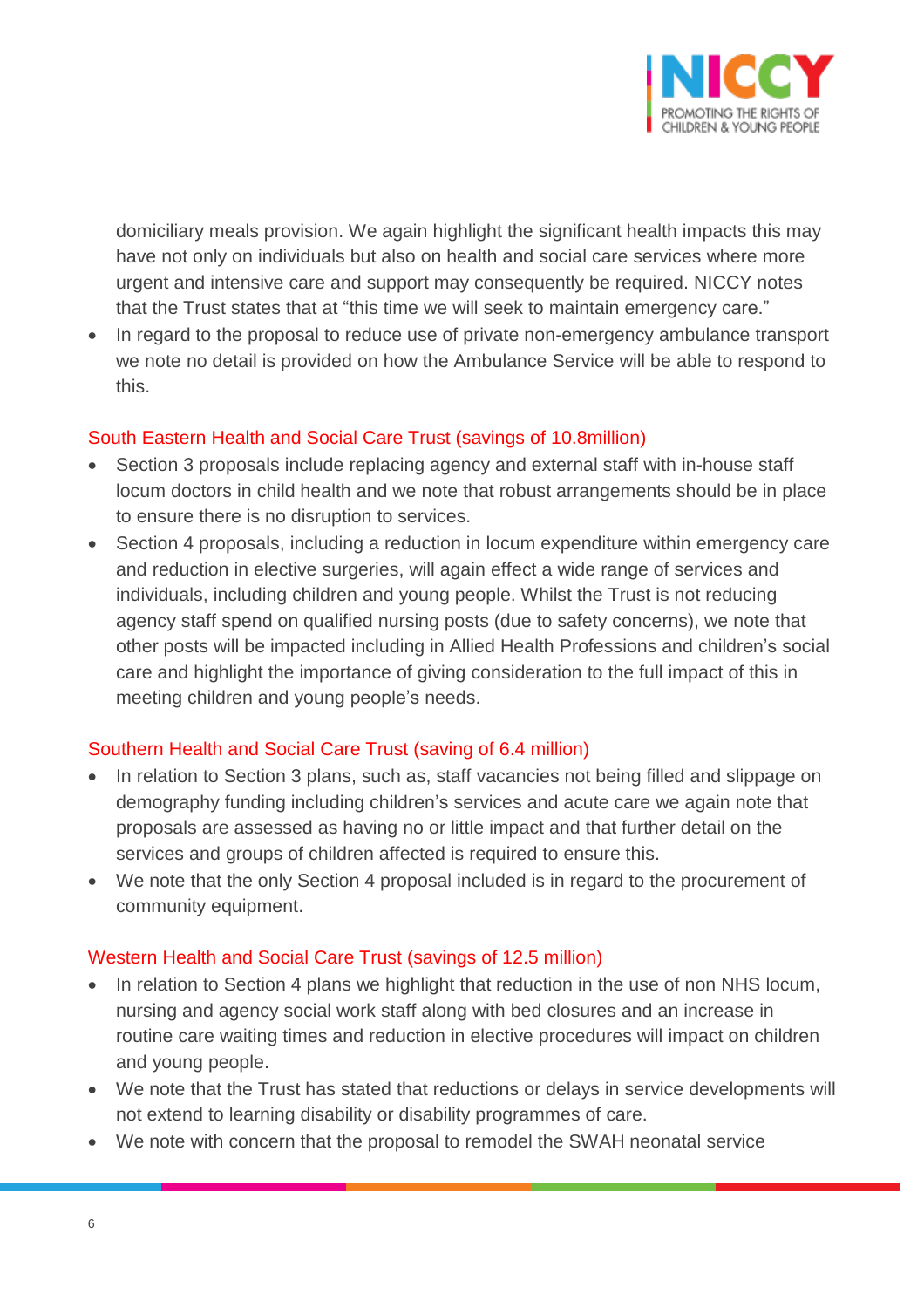domiciliary meals provision. We again highlight the significant health impacts this may have not only on individuals but also on health and social care services where more urgent and intensive care and support may consequently be required. NICCY notes that the Trust states that at "this time we will seek to maintain emergency care."

- In regard to the proposal to reduce use of private non-emergency ambulance transport we note no detail is provided on how the Ambulance Service will be able to respond to this.

### South Eastern Health and Social Care Trust (savings of 10.8million)

- Section 3 proposals include replacing agency and external staff with in-house staff locum doctors in child health and we note that robust arrangements should be in place to ensure there is no disruption to services.
- Section 4 proposals, including a reduction in locum expenditure within emergency care and reduction in elective surgeries, will again effect a wide range of services and individuals, including children and young people. Whilst the Trust is not reducing agency staff spend on qualified nursing posts (due to safety concerns), we note that other posts will be impacted including in Allied Health Professions and children's social care and highlight the importance of giving consideration to the full impact of this in meeting children and young people's needs.

### Southern Health and Social Care Trust (saving of 6.4 million)

- In relation to Section 3 plans, such as, staff vacancies not being filled and slippage on demography funding including children's services and acute care we again note that proposals are assessed as having no or little impact and that further detail on the services and groups of children affected is required to ensure this.
- We note that the only Section 4 proposal included is in regard to the procurement of community equipment.

### Western Health and Social Care Trust (savings of 12.5 million)

- In relation to Section 4 plans we highlight that reduction in the use of non NHS locum, nursing and agency social work staff along with bed closures and an increase in routine care waiting times and reduction in elective procedures will impact on children and young people.
- We note that the Trust has stated that reductions or delays in service developments will not extend to learning disability or disability programmes of care.
- We note with concern that the proposal to remodel the SWAH neonatal service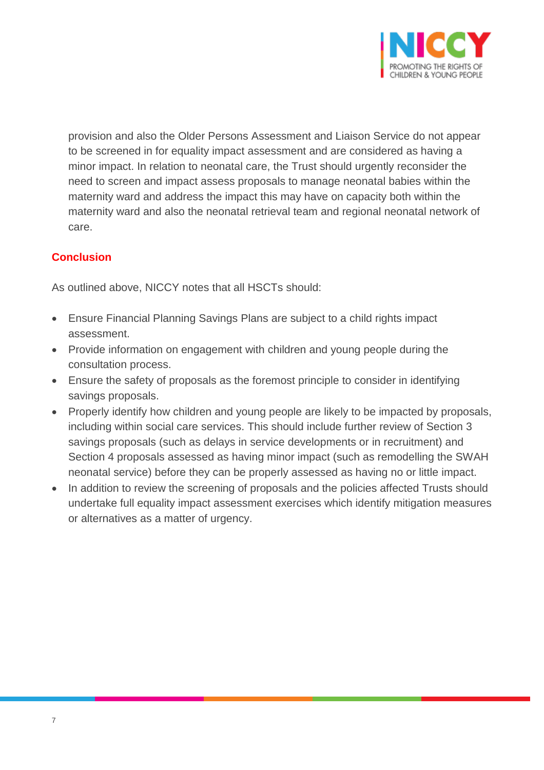provision and also the Older Persons Assessment and Liaison Service do not appear to be screened in for equality impact assessment and are considered as having a minor impact. In relation to neonatal care, the Trust should urgently reconsider the need to screen and impact assess proposals to manage neonatal babies within the maternity ward and address the impact this may have on capacity both within the maternity ward and also the neonatal retrieval team and regional neonatal network of care.

## Conclusion

As outlined above, NICCY notes that all HSCTs should:

- Ensure Financial Planning Savings Plans are subject to a child rights impact assessment.
- Provide information on engagement with children and young people during the consultation process.
- Ensure the safety of proposals as the foremost principle to consider in identifying savings proposals.
- Properly identify how children and young people are likely to be impacted by proposals, including within social care services. This should include further review of Section 3 savings proposals (such as delays in service developments or in recruitment) and Section 4 proposals assessed as having minor impact (such as remodelling the SWAH neonatal service) before they can be properly assessed as having no or little impact.
- In addition to review the screening of proposals and the policies affected Trusts should undertake full equality impact assessment exercises which identify mitigation measures or alternatives as a matter of urgency.